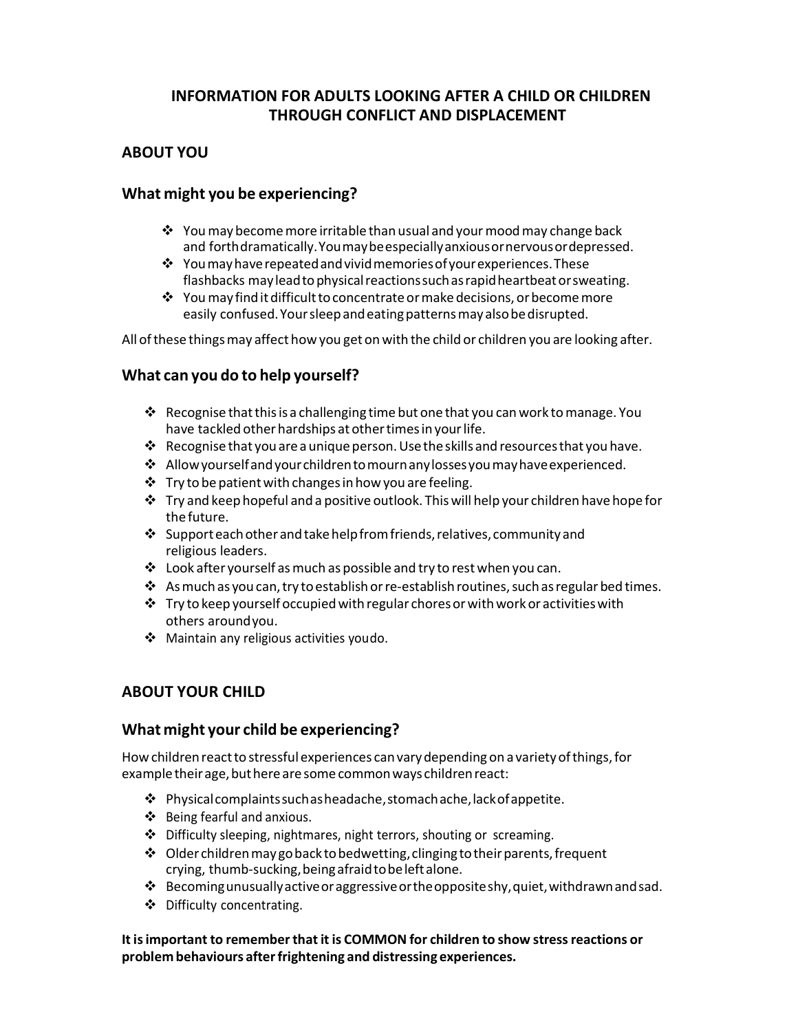# INFORMATION FOR ADULTS LOOKING AFTER A CHILD OR CHILDREN THROUGH CONFLICT AND DISPLACEMENT

## ABOUT YOU

### What might you be experiencing?

- You may become more irritable than usual and your mood may change back and forth dramatically. You may be especially anxious or nervous or depressed.
- You may have repeated and vivid memories of your experiences. These flashbacks may lead to physical reactions such as rapid heartbeat or sweating.
- You may find it difficult to concentrate or make decisions, or become more easily confused. Your sleep and eating patterns may also be disrupted.

All of these things may affect how you get on with the child or children you are looking after.

### What can you do to help yourself?

- Recognise that this is a challenging time but one that you can work to manage. You have tackled other hardships at other times in your life.
- Recognise that you are a unique person. Use the skills and resources that you have.
- Allow yourself and your children to mourn any losses you may have experienced.
- Try to be patient with changes in how you are feeling.
- Try and keep hopeful and a positive outlook. This will help your children have hope for the future.
- Support each other and take help from friends, relatives, community and religious leaders.
- Look after yourself as much as possible and try to rest when you can.
- As much as you can, try to establish or re-establish routines, such as regular bed times.
- Try to keep yourself occupied with regular chores or with work or activities with others around you.
- Maintain any religious activities you do.

## ABOUT YOUR CHILD

### What might your child be experiencing?

How children react to stressful experiences can vary depending on a variety of things, for example their age, but here are some common ways children react:

- Physical complaints such as headache, stomach ache, lack of appetite.
- Being fearful and anxious.
- Difficulty sleeping, nightmares, night terrors, shouting or screaming.
- Older children may go back to bedwetting, clinging to their parents, frequent crying, thumb-sucking, being afraid to be left alone.
- Becoming unusually active or aggressive or the opposite shy, quiet, withdrawn and sad.
- Difficulty concentrating.

**It is important to remember that it is COMMON for children to show stress reactions or problem behaviours after frightening and distressing experiences.**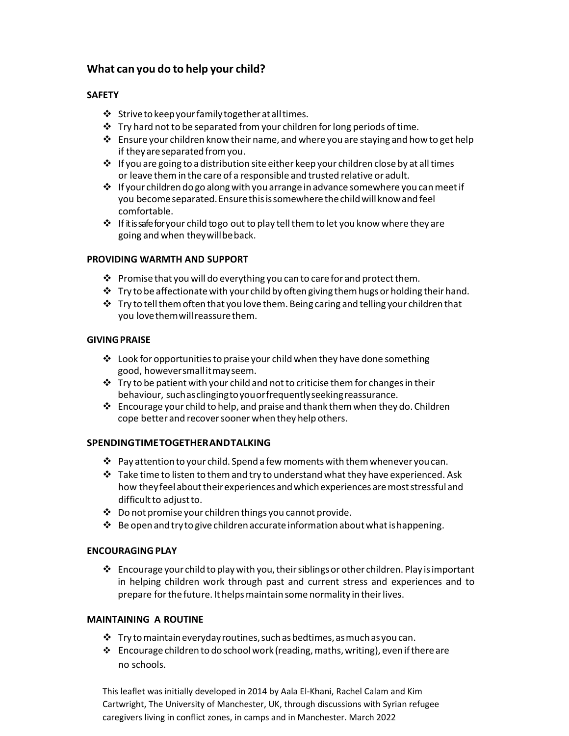## What can you do to help your child?

### SAFETY

- Strive to keep your family together at all times.
- Try hard not to be separated from your children for long periods of time.
- Ensure your children know their name, and where you are staying and how to get help if they are separated from you.
- If you are going to a distribution site either keep your children close by at all times or leave them in the care of a responsible and trusted relative or adult.
- If your children do go along with you arrange in advance somewhere you can meet if you become separated. Ensure this is somewhere the child will know and feel comfortable.
- If it is safe for your child to go out to play tell them to let you know where they are going and when they will be back.

### PROVIDING WARMTH AND SUPPORT

- Promise that you will do everything you can to care for and protect them.
- Try to be affectionate with your child by often giving them hugs or holding their hand.
- Try to tell them often that you love them. Being caring and telling your children that you love them will reassure them.

### GIVING PRAISE

- Look for opportunities to praise your child when they have done something good, however small it may seem.
- Try to be patient with your child and not to criticise them for changes in their behaviour, such as clinging to you or frequently seeking reassurance.
- Encourage your child to help, and praise and thank them when they do. Children cope better and recover sooner when they help others.

### SPENDING TIME TOGETHER AND TALKING

- Pay attention to your child. Spend a few moments with them whenever you can.
- Take time to listen to them and try to understand what they have experienced. Ask how they feel about their experiences and which experiences are most stressful and difficult to adjust to.
- Do not promise your children things you cannot provide.
- Be open and try to give children accurate information about what is happening.

### ENCOURAGING PLAY

- Encourage your child to play with you, their siblings or other children. Play is important in helping children work through past and current stress and experiences and to prepare for the future. It helps maintain some normality in their lives.

### MAINTAINING A ROUTINE

- Try to maintain everyday routines, such as bedtimes, as much as you can.
- Encourage children to do school work (reading, maths, writing), even if there are no schools.

This leaflet was initially developed in 2014 by Aala El-Khani, Rachel Calam and Kim Cartwright, The University of Manchester, UK, through discussions with Syrian refugee caregivers living in conflict zones, in camps and in Manchester. March 2022